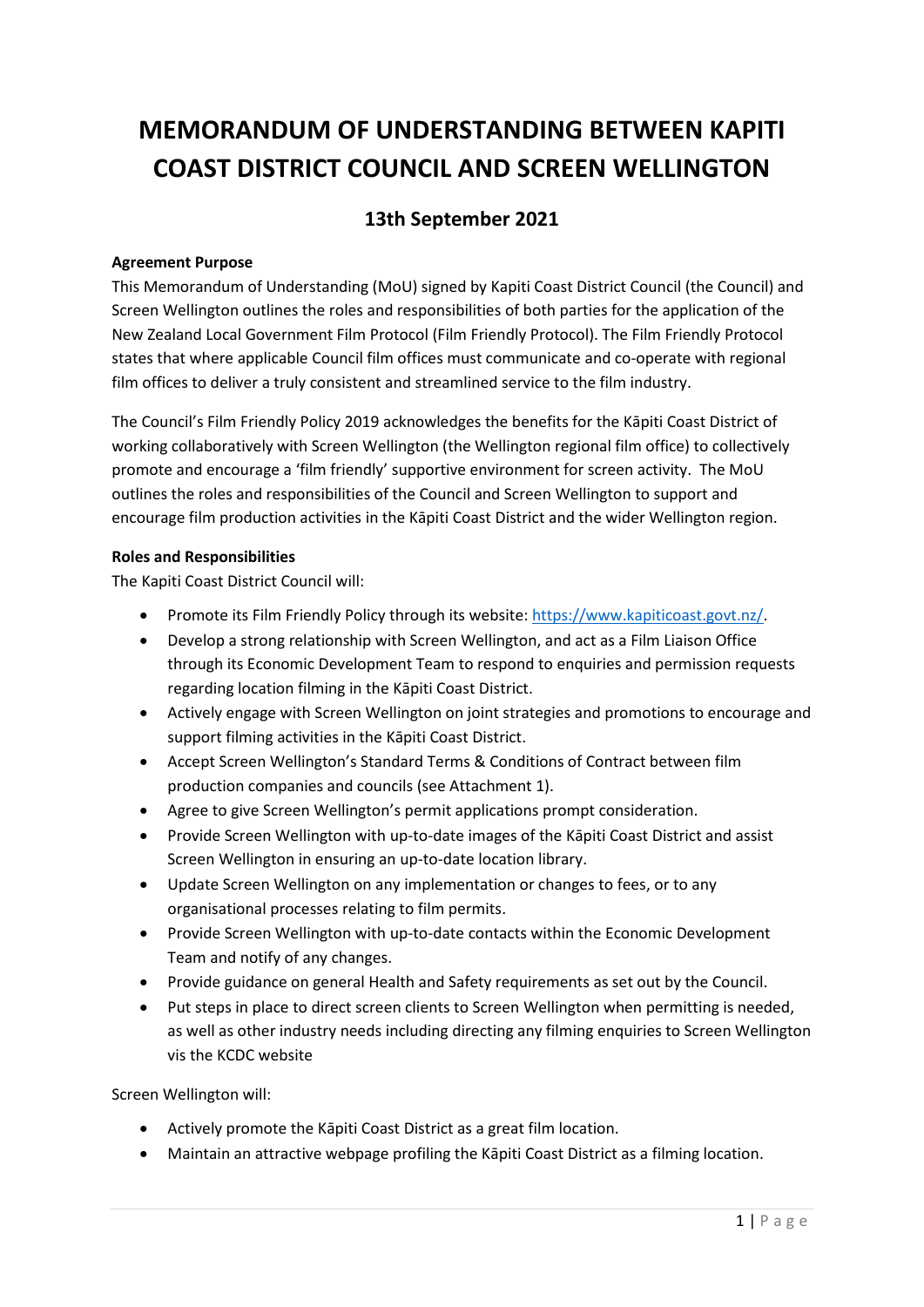# MEMORANDUM OF UNDERSTANDING BETWEEN KAPITI COAST DISTRICT COUNCIL AND SCREEN WELLINGTON

## 13th September 2021

**Agreement Purpose**

This Memorandum of Understanding (MoU) signed by Kapiti Coast District Council (the Council) and Screen Wellington outlines the roles and responsibilities of both parties for the application of the New Zealand Local Government Film Protocol (Film Friendly Protocol). The Film Friendly Protocol states that where applicable Council film offices must communicate and co-operate with regional film offices to deliver a truly consistent and streamlined service to the film industry.

The Council's Film Friendly Policy 2019 acknowledges the benefits for the Kāpiti Coast District of working collaboratively with Screen Wellington (the Wellington regional film office) to collectively promote and encourage a 'film friendly' supportive environment for screen activity. The MoU outlines the roles and responsibilities of the Council and Screen Wellington to support and encourage film production activities in the Kāpiti Coast District and the wider Wellington region.

**Roles and Responsibilities**

The Kapiti Coast District Council will:

- Promote its Film Friendly Policy through its website: https://www.kapiticoast.govt.nz/.
- Develop a strong relationship with Screen Wellington, and act as a Film Liaison Office through its Economic Development Team to respond to enquiries and permission requests regarding location filming in the Kāpiti Coast District.
- Actively engage with Screen Wellington on joint strategies and promotions to encourage and support filming activities in the Kāpiti Coast District.
- Accept Screen Wellington's Standard Terms & Conditions of Contract between film production companies and councils (see Attachment 1).
- Agree to give Screen Wellington's permit applications prompt consideration.
- Provide Screen Wellington with up-to-date images of the Kāpiti Coast District and assist Screen Wellington in ensuring an up-to-date location library.
- Update Screen Wellington on any implementation or changes to fees, or to any organisational processes relating to film permits.
- Provide Screen Wellington with up-to-date contacts within the Economic Development Team and notify of any changes.
- Provide guidance on general Health and Safety requirements as set out by the Council.
- Put steps in place to direct screen clients to Screen Wellington when permitting is needed, as well as other industry needs including directing any filming enquiries to Screen Wellington vis the KCDC website

Screen Wellington will:

- Actively promote the Kāpiti Coast District as a great film location.
- Maintain an attractive webpage profiling the Kāpiti Coast District as a filming location.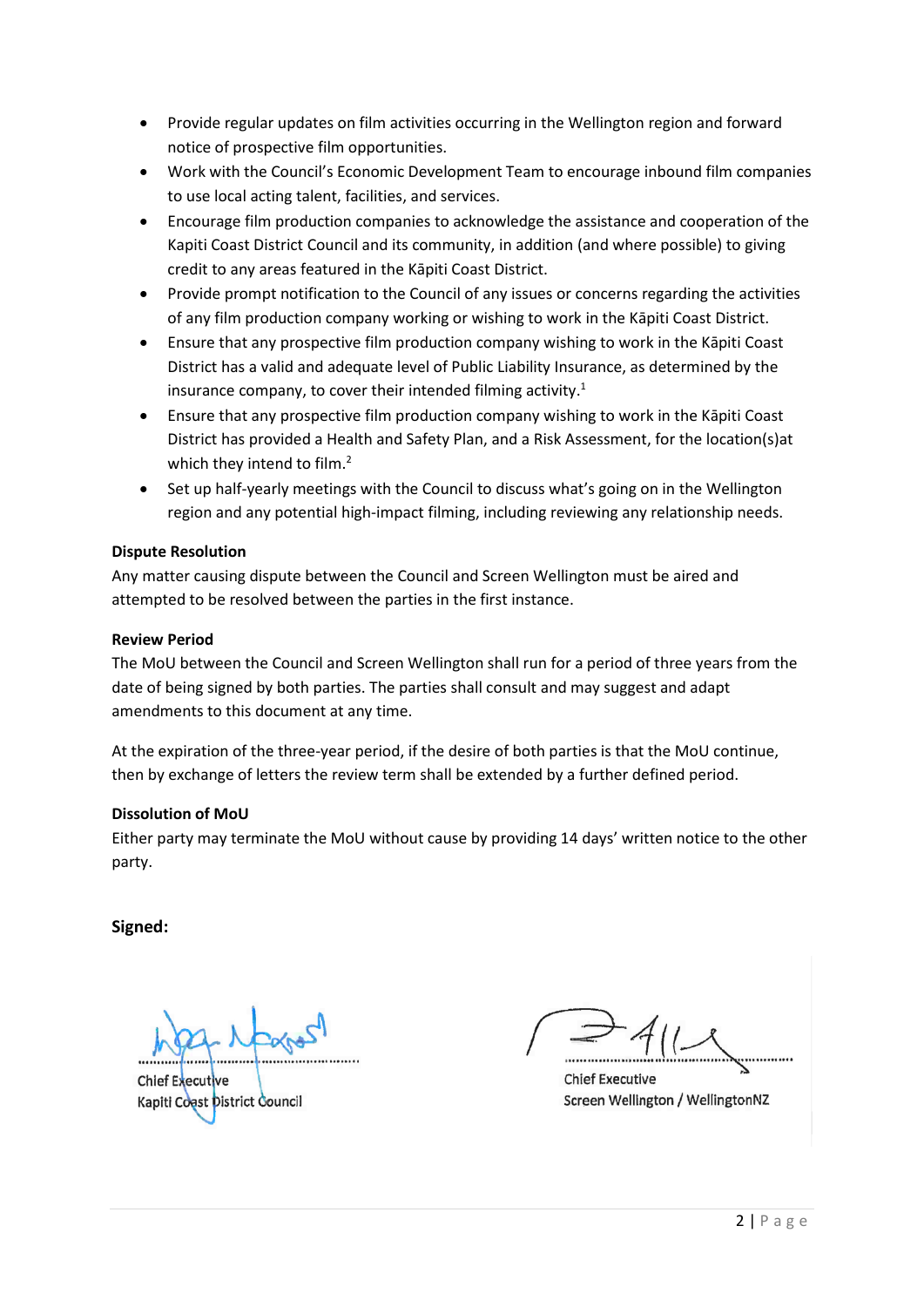- Provide regular updates on film activities occurring in the Wellington region and forward notice of prospective film opportunities.
- Work with the Council's Economic Development Team to encourage inbound film companies to use local acting talent, facilities, and services.
- Encourage film production companies to acknowledge the assistance and cooperation of the Kapiti Coast District Council and its community, in addition (and where possible) to giving credit to any areas featured in the Kāpiti Coast District.
- Provide prompt notification to the Council of any issues or concerns regarding the activities of any film production company working or wishing to work in the Kāpiti Coast District.
- Ensure that any prospective film production company wishing to work in the Kāpiti Coast District has a valid and adequate level of Public Liability Insurance, as determined by the insurance company, to cover their intended filming activity.[1]
- Ensure that any prospective film production company wishing to work in the Kāpiti Coast District has provided a Health and Safety Plan, and a Risk Assessment, for the location(s)at which they intend to film.[2]
- Set up half-yearly meetings with the Council to discuss what's going on in the Wellington region and any potential high-impact filming, including reviewing any relationship needs.

**Dispute Resolution**

Any matter causing dispute between the Council and Screen Wellington must be aired and attempted to be resolved between the parties in the first instance.

**Review Period**

The MoU between the Council and Screen Wellington shall run for a period of three years from the date of being signed by both parties. The parties shall consult and may suggest and adapt amendments to this document at any time.

At the expiration of the three-year period, if the desire of both parties is that the MoU continue, then by exchange of letters the review term shall be extended by a further defined period.

**Dissolution of MoU**

Either party may terminate the MoU without cause by providing 14 days' written notice to the other party.

**Signed:**

| ........................................ | ........................................ |
| --- | --- |
| Chief Executive | Chief Executive |
| Kapiti Coast District Council | Screen Wellington / WellingtonNZ |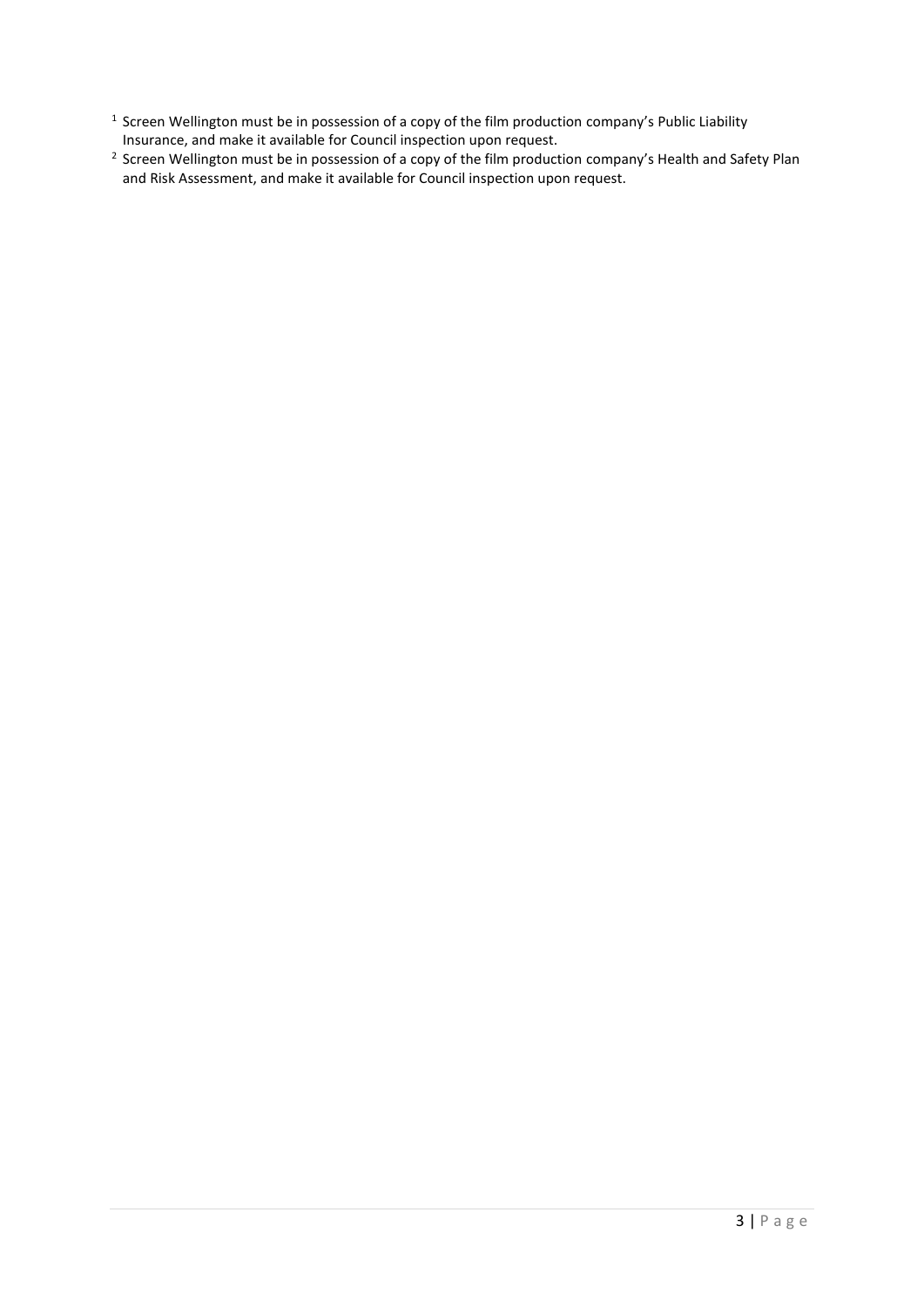[1] Screen Wellington must be in possession of a copy of the film production company's Public Liability Insurance, and make it available for Council inspection upon request.

[2] Screen Wellington must be in possession of a copy of the film production company's Health and Safety Plan and Risk Assessment, and make it available for Council inspection upon request.